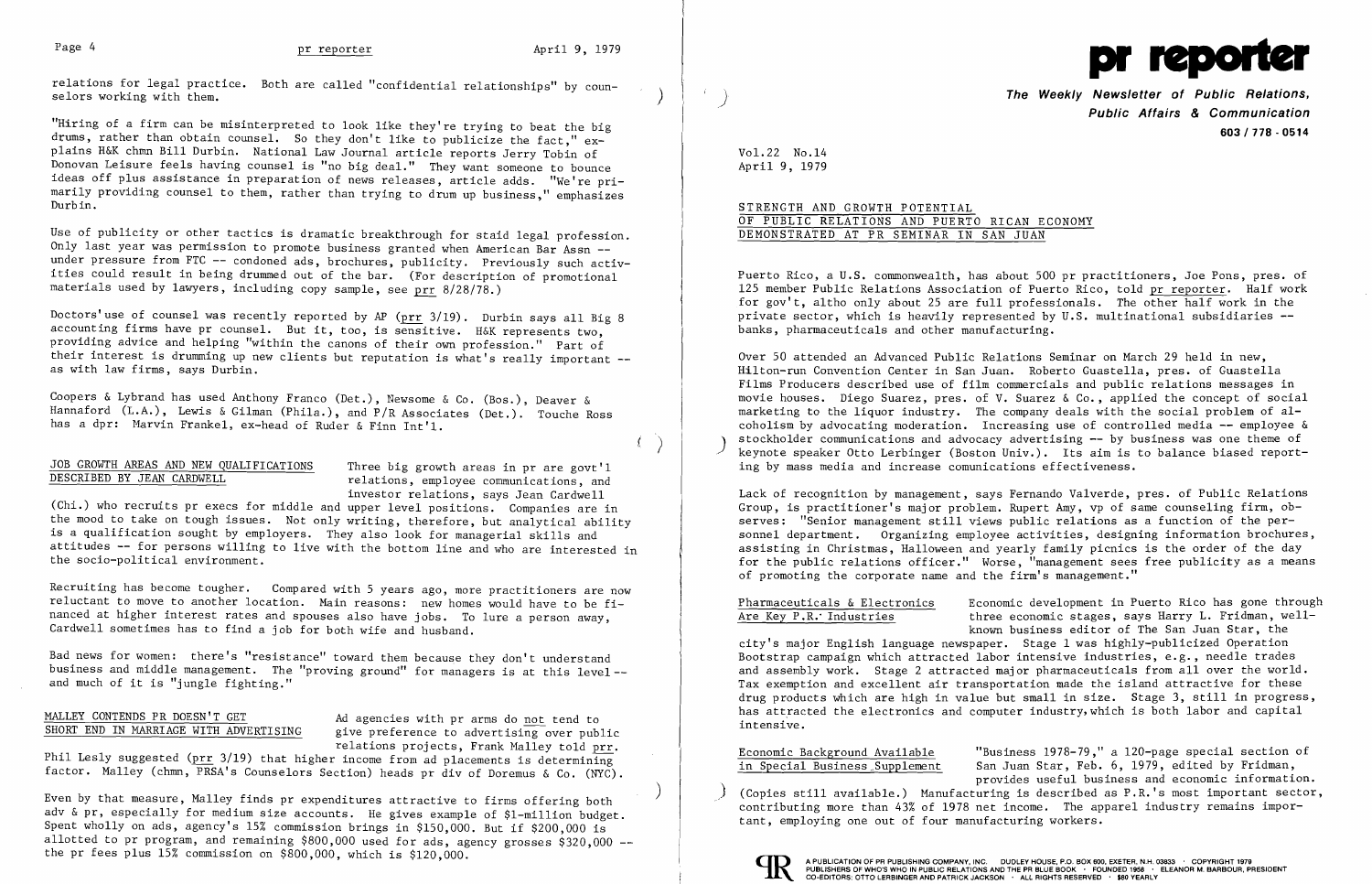relations for legal practice. Both are called "confidential relationships" by counselors working with them.

"Hiring of a firm can be misinterpreted to look like they're trying to beat the big drums, rather than obtain counsel. So they don't like to publicize the fact," explains H&K chmn Bill Durbin. National Law Journal article reports Jerry Tobin of Donovan Leisure feels having counsel is "no big deal." They want someone to bounce ideas off plus assistance in preparation of news releases, article adds. "We're primarily providing counsel to them, rather than trying to drum up business," emphasizes Durbin.

Use of publicity or other tactics is dramatic breakthrough for staid legal profession. Only last year was permission to promote business granted when American Bar Assn -- under pressure from FTC -- condoned ads, brochures, publicity. Previously such activities could result in being drummed out of the bar. (For description of promotional materials used by lawyers, including copy sample, see prr 8/28/78.)

Doctors' use of counsel was recently reported by AP (prr 3/19). Durbin says all Big 8 accounting firms have pr counsel. But it, too, is sensitive. H&K represents two, providing advice and helping "within the canons of their own profession." Part of their interest is drumming up new clients but reputation is what's really important -- as with law firms, says Durbin.

Coopers & Lybrand has used Anthony Franco (Det.), Newsome & Co. (Bos.), Deaver & Hannaford (L.A.), Lewis & Gilman (Phila.), and P/R Associates (Det.). Touche Ross has a dpr: Marvin Frankel, ex-head of Ruder & Finn Int'l.

## JOB GROWTH AREAS AND NEW QUALIFICATIONS DESCRIBED BY JEAN CARDWELL

Three big growth areas in pr are govt'l relations, employee communications, and investor relations, says Jean Cardwell (Chi.) who recruits pr execs for middle and upper level positions. Companies are in the mood to take on tough issues. Not only writing, therefore, but analytical ability is a qualification sought by employers. They also look for managerial skills and attitudes -- for persons willing to live with the bottom line and who are interested in the socio-political environment.

Recruiting has become tougher. Compared with 5 years ago, more practitioners are now reluctant to move to another location. Main reasons: new homes would have to be financed at higher interest rates and spouses also have jobs. To lure a person away, Cardwell sometimes has to find a job for both wife and husband.

Bad news for women: there's "resistance" toward them because they don't understand business and middle management. The "proving ground" for managers is at this level -- and much of it is "jungle fighting."

## MALLEY CONTENDS PR DOESN'T GET SHORT END IN MARRIAGE WITH ADVERTISING

Ad agencies with pr arms do not tend to give preference to advertising over public relations projects, Frank Malley told prr. Phil Lesly suggested (prr 3/19) that higher income from ad placements is determining factor. Malley (chmn, PRSA's Counselors Section) heads pr div of Doremus & Co. (NYC).

Even by that measure, Malley finds pr expenditures attractive to firms offering both adv & pr, especially for medium size accounts. He gives example of $1-million budget. Spent wholly on ads, agency's 15% commission brings in $150,000. But if $200,000 is allotted to pr program, and remaining $800,000 used for ads, agency grosses $320,000 -- the pr fees plus 15% commission on $800,000, which is $120,000.

# pr reporter

**The Weekly Newsletter of Public Relations, Public Affairs & Communication**
603 / 778 - 0514

Vol.22 No.14
April 9, 1979

## STRENGTH AND GROWTH POTENTIAL OF PUBLIC RELATIONS AND PUERTO RICAN ECONOMY DEMONSTRATED AT PR SEMINAR IN SAN JUAN

Puerto Rico, a U.S. commonwealth, has about 500 pr practitioners, Joe Pons, pres. of 125 member Public Relations Association of Puerto Rico, told pr reporter. Half work for gov't, altho only about 25 are full professionals. The other half work in the private sector, which is heavily represented by U.S. multinational subsidiaries -- banks, pharmaceuticals and other manufacturing.

Over 50 attended an Advanced Public Relations Seminar on March 29 held in new, Hilton-run Convention Center in San Juan. Roberto Guastella, pres. of Guastella Films Producers described use of film commercials and public relations messages in movie houses. Diego Suarez, pres. of V. Suarez & Co., applied the concept of social marketing to the liquor industry. The company deals with the social problem of alcoholism by advocating moderation. Increasing use of controlled media -- employee & stockholder communications and advocacy advertising -- by business was one theme of keynote speaker Otto Lerbinger (Boston Univ.). Its aim is to balance biased reporting by mass media and increase comunications effectiveness.

Lack of recognition by management, says Fernando Valverde, pres. of Public Relations Group, is practitioner's major problem. Rupert Amy, vp of same counseling firm, observes: "Senior management still views public relations as a function of the personnel department. Organizing employee activities, designing information brochures, assisting in Christmas, Halloween and yearly family picnics is the order of the day for the public relations officer." Worse, "management sees free publicity as a means of promoting the corporate name and the firm's management."

## Pharmaceuticals & Electronics Are Key P.R. Industries

Economic development in Puerto Rico has gone through three economic stages, says Harry L. Fridman, well-known business editor of The San Juan Star, the city's major English language newspaper. Stage 1 was highly-publicized Operation Bootstrap campaign which attracted labor intensive industries, e.g., needle trades and assembly work. Stage 2 attracted major pharmaceuticals from all over the world. Tax exemption and excellent air transportation made the island attractive for these drug products which are high in value but small in size. Stage 3, still in progress, has attracted the electronics and computer industry, which is both labor and capital intensive.

## Economic Background Available in Special Business Supplement

"Business 1978-79," a 120-page special section of San Juan Star, Feb. 6, 1979, edited by Fridman, provides useful business and economic information. (Copies still available.) Manufacturing is described as P.R.'s most important sector, contributing more than 43% of 1978 net income. The apparel industry remains important, employing one out of four manufacturing workers.

A PUBLICATION OF PR PUBLISHING COMPANY, INC. DUDLEY HOUSE, P.O. BOX 600, EXETER, N.H. 03833 · COPYRIGHT 1979
PUBLISHERS OF WHO'S WHO IN PUBLIC RELATIONS AND THE PR BLUE BOOK · FOUNDED 1958 · ELEANOR M. BARBOUR, PRESIDENT
CO-EDITORS: OTTO LERBINGER AND PATRICK JACKSON · ALL RIGHTS RESERVED · $80 YEARLY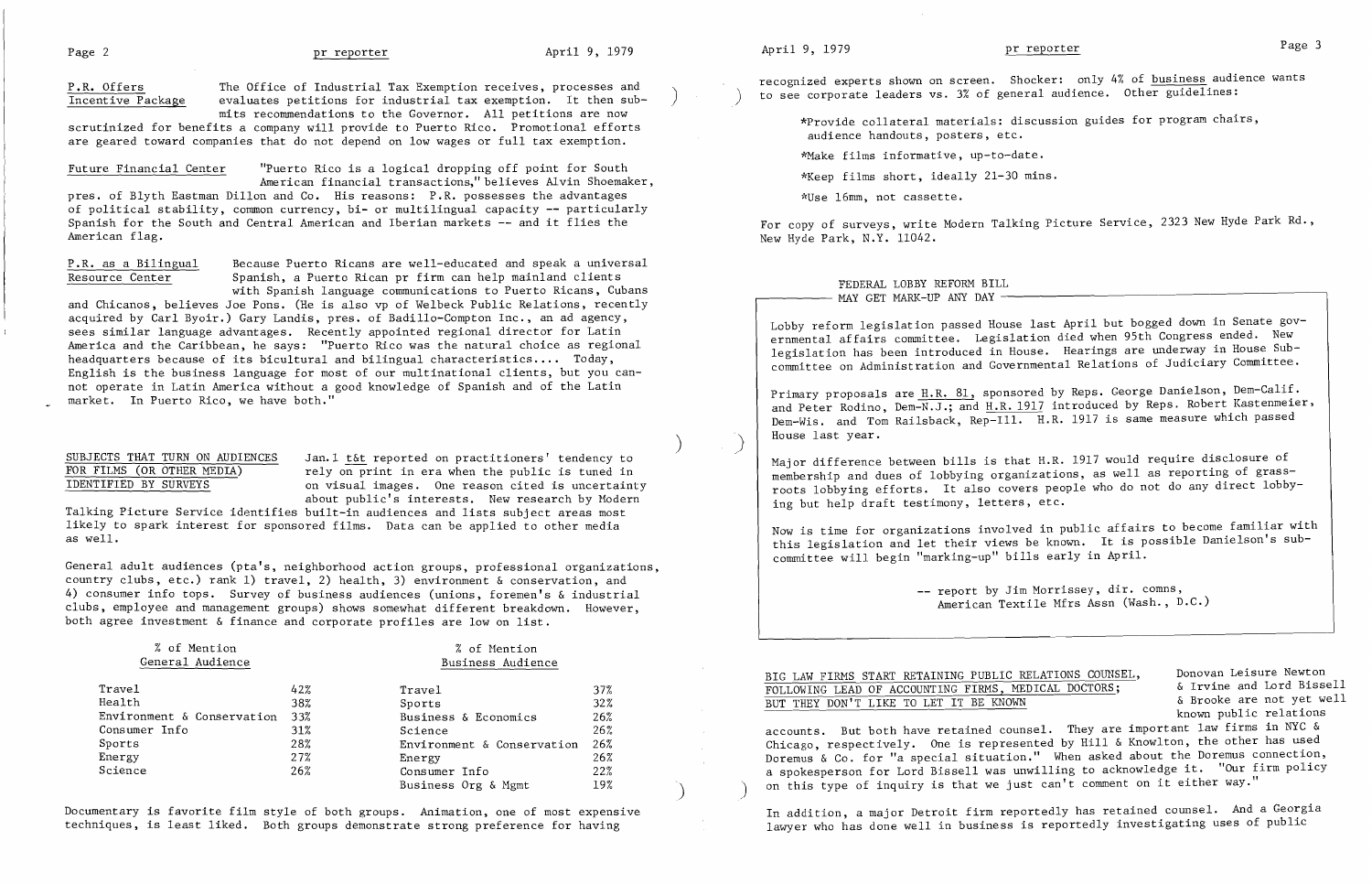**P.R. Offers Incentive Package** The Office of Industrial Tax Exemption receives, processes and evaluates petitions for industrial tax exemption. It then submits recommendations to the Governor. All petitions are now scrutinized for benefits a company will provide to Puerto Rico. Promotional efforts are geared toward companies that do not depend on low wages or full tax exemption.

**Future Financial Center** "Puerto Rico is a logical dropping off point for South American financial transactions," believes Alvin Shoemaker, pres. of Blyth Eastman Dillon and Co. His reasons: P.R. possesses the advantages of political stability, common currency, bi- or multilingual capacity -- particularly Spanish for the South and Central American and Iberian markets -- and it flies the American flag.

**P.R. as a Bilingual Resource Center** Because Puerto Ricans are well-educated and speak a universal Spanish, a Puerto Rican pr firm can help mainland clients with Spanish language communications to Puerto Ricans, Cubans and Chicanos, believes Joe Pons. (He is also vp of Welbeck Public Relations, recently acquired by Carl Byoir.) Gary Landis, pres. of Badillo-Compton Inc., an ad agency, sees similar language advantages. Recently appointed regional director for Latin America and the Caribbean, he says: "Puerto Rico was the natural choice as regional headquarters because of its bicultural and bilingual characteristics.... Today, English is the business language for most of our multinational clients, but you cannot operate in Latin America without a good knowledge of Spanish and of the Latin market. In Puerto Rico, we have both."

## SUBJECTS THAT TURN ON AUDIENCES FOR FILMS (OR OTHER MEDIA) IDENTIFIED BY SURVEYS

Jan.1 t&t reported on practitioners' tendency to rely on print in era when the public is tuned in on visual images. One reason cited is uncertainty about public's interests. New research by Modern Talking Picture Service identifies built-in audiences and lists subject areas most likely to spark interest for sponsored films. Data can be applied to other media as well.

General adult audiences (pta's, neighborhood action groups, professional organizations, country clubs, etc.) rank 1) travel, 2) health, 3) environment & conservation, and 4) consumer info tops. Survey of business audiences (unions, foremen's & industrial clubs, employee and management groups) shows somewhat different breakdown. However, both agree investment & finance and corporate profiles are low on list.

| % of Mention General Audience | | % of Mention Business Audience | |
|---|---|---|---|
| Travel | 42% | Travel | 37% |
| Health | 38% | Sports | 32% |
| Environment & Conservation | 33% | Business & Economics | 26% |
| Consumer Info | 31% | Science | 26% |
| Sports | 28% | Environment & Conservation | 26% |
| Energy | 27% | Energy | 26% |
| Science | 26% | Consumer Info | 22% |
| | | Business Org & Mgmt | 19% |

Documentary is favorite film style of both groups. Animation, one of most expensive techniques, is least liked. Both groups demonstrate strong preference for having recognized experts shown on screen. Shocker: only 4% of business audience wants to see corporate leaders vs. 3% of general audience. Other guidelines:

*Provide collateral materials: discussion guides for program chairs, audience handouts, posters, etc.

*Make films informative, up-to-date.

*Keep films short, ideally 21-30 mins.

*Use 16mm, not cassette.

For copy of surveys, write Modern Talking Picture Service, 2323 New Hyde Park Rd., New Hyde Park, N.Y. 11042.

## FEDERAL LOBBY REFORM BILL MAY GET MARK-UP ANY DAY

Lobby reform legislation passed House last April but bogged down in Senate governmental affairs committee. Legislation died when 95th Congress ended. New legislation has been introduced in House. Hearings are underway in House Subcommittee on Administration and Governmental Relations of Judiciary Committee.

Primary proposals are H.R. 81, sponsored by Reps. George Danielson, Dem-Calif. and Peter Rodino, Dem-N.J.; and H.R. 1917 introduced by Reps. Robert Kastenmeier, Dem-Wis. and Tom Railsback, Rep-Ill. H.R. 1917 is same measure which passed House last year.

Major difference between bills is that H.R. 1917 would require disclosure of membership and dues of lobbying organizations, as well as reporting of grassroots lobbying efforts. It also covers people who do not do any direct lobbying but help draft testimony, letters, etc.

Now is time for organizations involved in public affairs to become familiar with this legislation and let their views be known. It is possible Danielson's subcommittee will begin "marking-up" bills early in April.

-- report by Jim Morrissey, dir. comns, American Textile Mfrs Assn (Wash., D.C.)

## BIG LAW FIRMS START RETAINING PUBLIC RELATIONS COUNSEL, FOLLOWING LEAD OF ACCOUNTING FIRMS, MEDICAL DOCTORS; BUT THEY DON'T LIKE TO LET IT BE KNOWN

Donovan Leisure Newton & Irvine and Lord Bissell & Brooke are not yet well known public relations accounts. But both have retained counsel. They are important law firms in NYC & Chicago, respectively. One is represented by Hill & Knowlton, the other has used Doremus & Co. for "a special situation." When asked about the Doremus connection, a spokesperson for Lord Bissell was unwilling to acknowledge it. "Our firm policy on this type of inquiry is that we just can't comment on it either way."

In addition, a major Detroit firm reportedly has retained counsel. And a Georgia lawyer who has done well in business is reportedly investigating uses of public